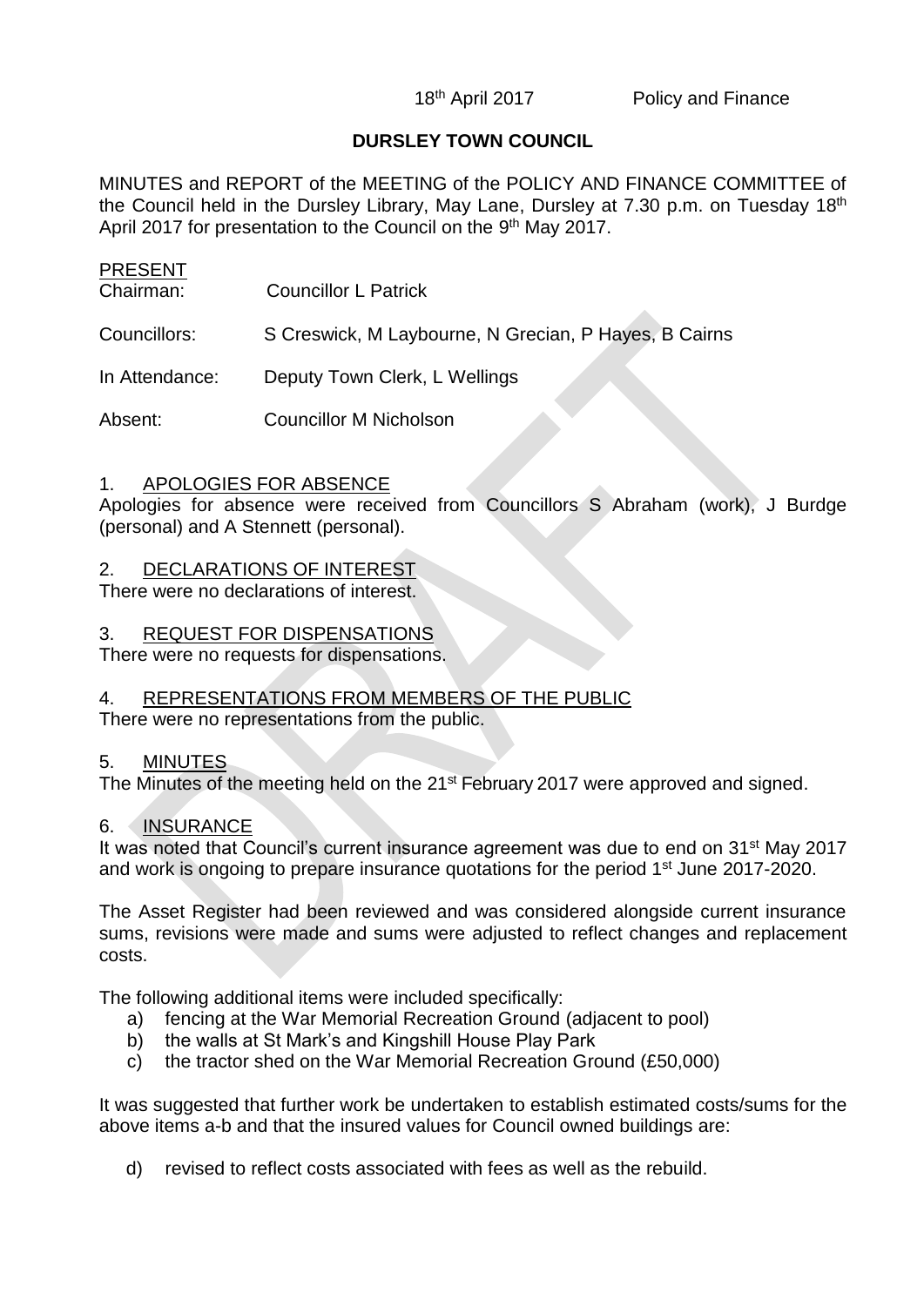18th April 2017 Policy and Finance

# DURSLEY TOWN COUNCIL

MINUTES and REPORT of the MEETING of the POLICY AND FINANCE COMMITTEE of the Council held in the Dursley Library, May Lane, Dursley at 7.30 p.m. on Tuesday 18th April 2017 for presentation to the Council on the 9th May 2017.

PRESENT

Chairman: Councillor L Patrick

Councillors: S Creswick, M Laybourne, N Grecian, P Hayes, B Cairns

In Attendance: Deputy Town Clerk, L Wellings

Absent: Councillor M Nicholson

## 1. APOLOGIES FOR ABSENCE

Apologies for absence were received from Councillors S Abraham (work), J Burdge (personal) and A Stennett (personal).

## 2. DECLARATIONS OF INTEREST

There were no declarations of interest.

## 3. REQUEST FOR DISPENSATIONS

There were no requests for dispensations.

## 4. REPRESENTATIONS FROM MEMBERS OF THE PUBLIC

There were no representations from the public.

## 5. MINUTES

The Minutes of the meeting held on the 21st February 2017 were approved and signed.

## 6. INSURANCE

It was noted that Council's current insurance agreement was due to end on 31st May 2017 and work is ongoing to prepare insurance quotations for the period 1st June 2017-2020.

The Asset Register had been reviewed and was considered alongside current insurance sums, revisions were made and sums were adjusted to reflect changes and replacement costs.

The following additional items were included specifically:

a) fencing at the War Memorial Recreation Ground (adjacent to pool)
b) the walls at St Mark's and Kingshill House Play Park
c) the tractor shed on the War Memorial Recreation Ground (£50,000)

It was suggested that further work be undertaken to establish estimated costs/sums for the above items a-b and that the insured values for Council owned buildings are:

d) revised to reflect costs associated with fees as well as the rebuild.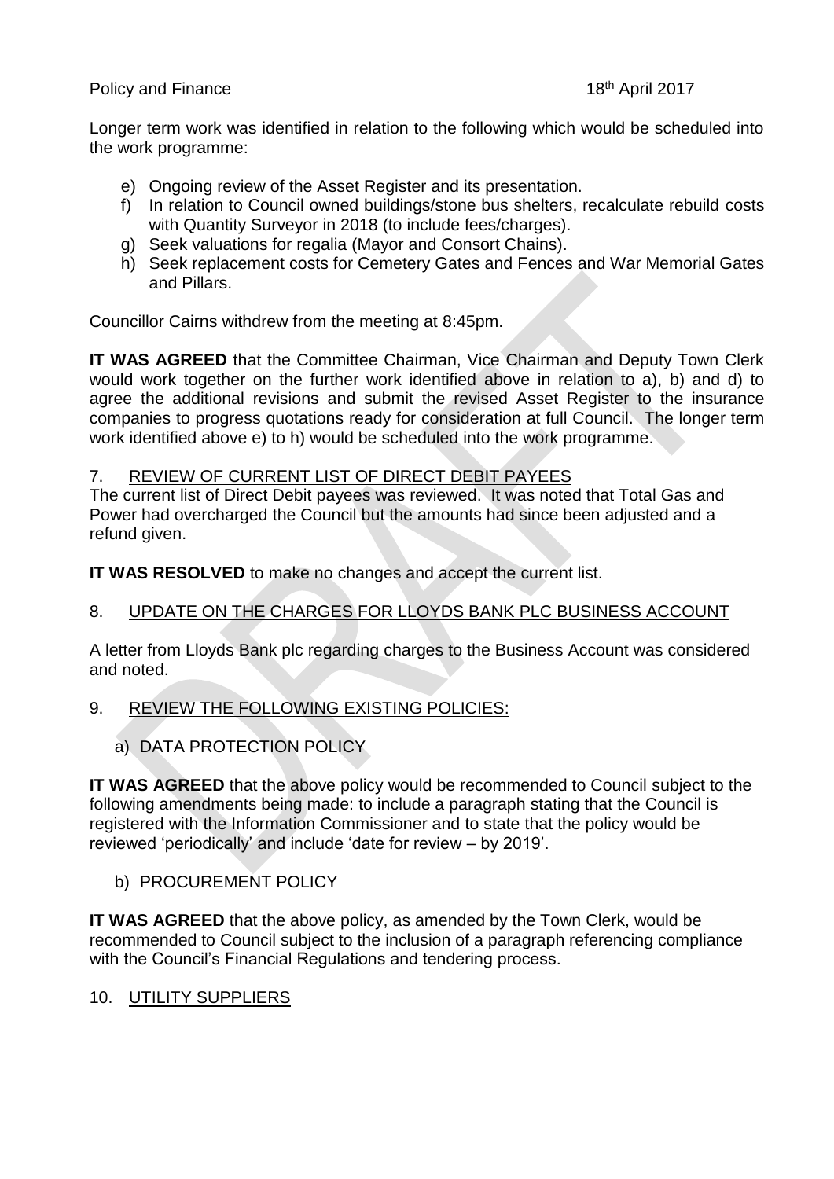Longer term work was identified in relation to the following which would be scheduled into the work programme:

e) Ongoing review of the Asset Register and its presentation.
f) In relation to Council owned buildings/stone bus shelters, recalculate rebuild costs with Quantity Surveyor in 2018 (to include fees/charges).
g) Seek valuations for regalia (Mayor and Consort Chains).
h) Seek replacement costs for Cemetery Gates and Fences and War Memorial Gates and Pillars.

Councillor Cairns withdrew from the meeting at 8:45pm.

**IT WAS AGREED** that the Committee Chairman, Vice Chairman and Deputy Town Clerk would work together on the further work identified above in relation to a), b) and d) to agree the additional revisions and submit the revised Asset Register to the insurance companies to progress quotations ready for consideration at full Council. The longer term work identified above e) to h) would be scheduled into the work programme.

## 7. REVIEW OF CURRENT LIST OF DIRECT DEBIT PAYEES

The current list of Direct Debit payees was reviewed. It was noted that Total Gas and Power had overcharged the Council but the amounts had since been adjusted and a refund given.

**IT WAS RESOLVED** to make no changes and accept the current list.

## 8. UPDATE ON THE CHARGES FOR LLOYDS BANK PLC BUSINESS ACCOUNT

A letter from Lloyds Bank plc regarding charges to the Business Account was considered and noted.

## 9. REVIEW THE FOLLOWING EXISTING POLICIES:

### a) DATA PROTECTION POLICY

**IT WAS AGREED** that the above policy would be recommended to Council subject to the following amendments being made: to include a paragraph stating that the Council is registered with the Information Commissioner and to state that the policy would be reviewed 'periodically' and include 'date for review – by 2019'.

### b) PROCUREMENT POLICY

**IT WAS AGREED** that the above policy, as amended by the Town Clerk, would be recommended to Council subject to the inclusion of a paragraph referencing compliance with the Council's Financial Regulations and tendering process.

## 10. UTILITY SUPPLIERS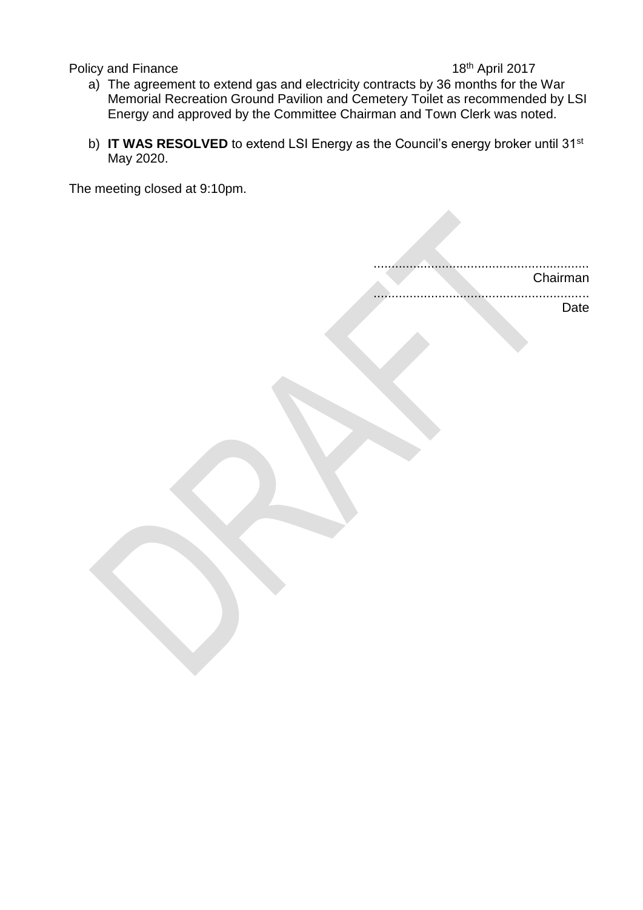a) The agreement to extend gas and electricity contracts by 36 months for the War Memorial Recreation Ground Pavilion and Cemetery Toilet as recommended by LSI Energy and approved by the Committee Chairman and Town Clerk was noted.

b) **IT WAS RESOLVED** to extend LSI Energy as the Council's energy broker until 31st May 2020.

The meeting closed at 9:10pm.

............................................................
Chairman

............................................................
Date